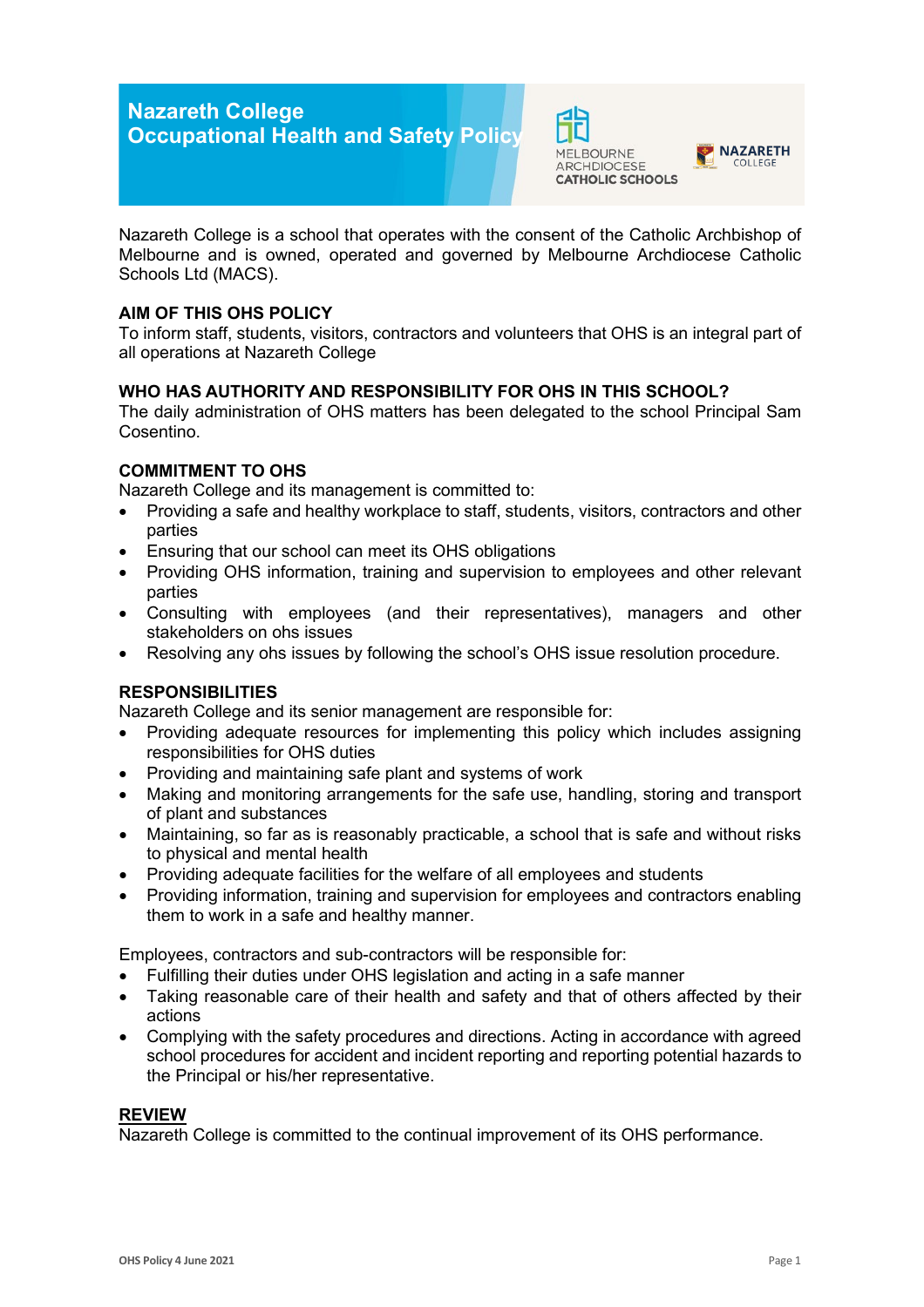# Nazareth College
# Occupational Health and Safety Policy

Nazareth College is a school that operates with the consent of the Catholic Archbishop of Melbourne and is owned, operated and governed by Melbourne Archdiocese Catholic Schools Ltd (MACS).

## AIM OF THIS OHS POLICY

To inform staff, students, visitors, contractors and volunteers that OHS is an integral part of all operations at Nazareth College

## WHO HAS AUTHORITY AND RESPONSIBILITY FOR OHS IN THIS SCHOOL?

The daily administration of OHS matters has been delegated to the school Principal Sam Cosentino.

## COMMITMENT TO OHS

Nazareth College and its management is committed to:

- Providing a safe and healthy workplace to staff, students, visitors, contractors and other parties
- Ensuring that our school can meet its OHS obligations
- Providing OHS information, training and supervision to employees and other relevant parties
- Consulting with employees (and their representatives), managers and other stakeholders on ohs issues
- Resolving any ohs issues by following the school's OHS issue resolution procedure.

## RESPONSIBILITIES

Nazareth College and its senior management are responsible for:

- Providing adequate resources for implementing this policy which includes assigning responsibilities for OHS duties
- Providing and maintaining safe plant and systems of work
- Making and monitoring arrangements for the safe use, handling, storing and transport of plant and substances
- Maintaining, so far as is reasonably practicable, a school that is safe and without risks to physical and mental health
- Providing adequate facilities for the welfare of all employees and students
- Providing information, training and supervision for employees and contractors enabling them to work in a safe and healthy manner.

Employees, contractors and sub-contractors will be responsible for:

- Fulfilling their duties under OHS legislation and acting in a safe manner
- Taking reasonable care of their health and safety and that of others affected by their actions
- Complying with the safety procedures and directions. Acting in accordance with agreed school procedures for accident and incident reporting and reporting potential hazards to the Principal or his/her representative.

## REVIEW

Nazareth College is committed to the continual improvement of its OHS performance.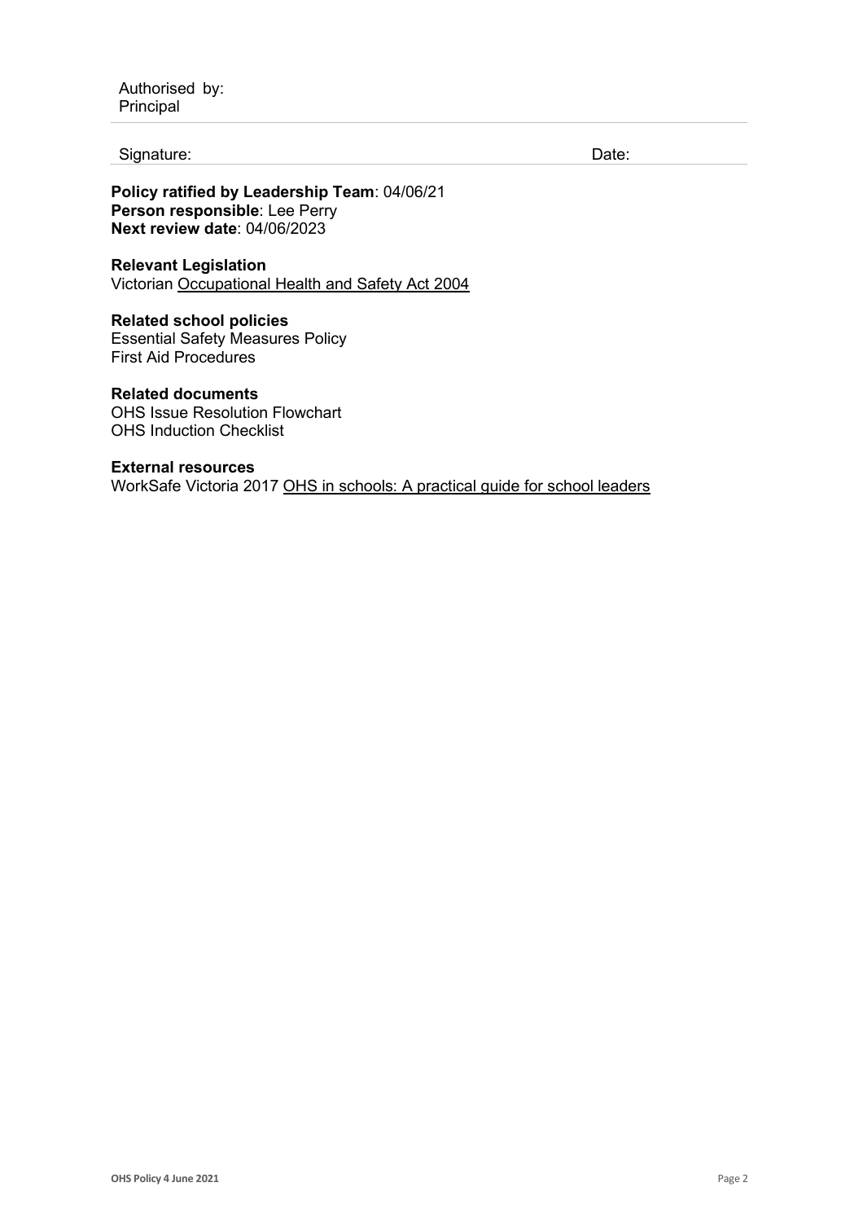Authorised by:
Principal

Signature: Date:

**Policy ratified by Leadership Team**: 04/06/21
**Person responsible**: Lee Perry
**Next review date**: 04/06/2023

**Relevant Legislation**
Victorian Occupational Health and Safety Act 2004

**Related school policies**
Essential Safety Measures Policy
First Aid Procedures

**Related documents**
OHS Issue Resolution Flowchart
OHS Induction Checklist

**External resources**
WorkSafe Victoria 2017 OHS in schools: A practical guide for school leaders